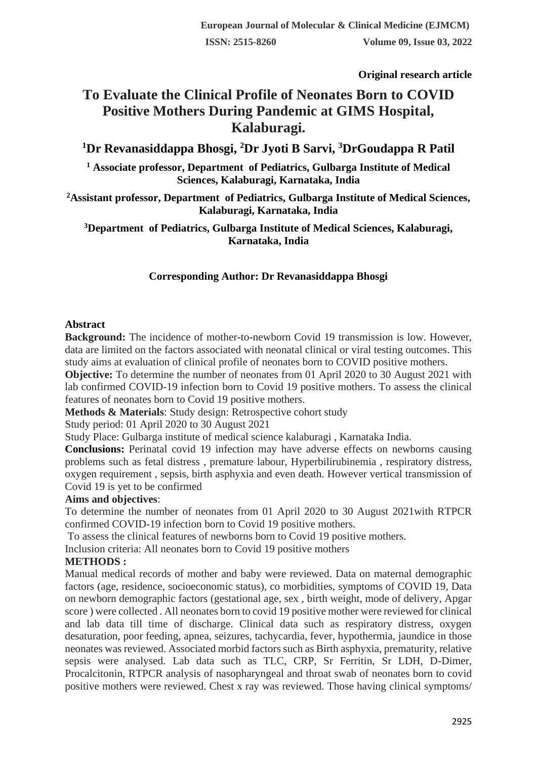**Original research article**

# To Evaluate the Clinical Profile of Neonates Born to COVID Positive Mothers During Pandemic at GIMS Hospital, Kalaburagi.

**[1]Dr Revanasiddappa Bhosgi, [2]Dr Jyoti B Sarvi, [3]DrGoudappa R Patil**

**[1] Associate professor, Department of Pediatrics, Gulbarga Institute of Medical Sciences, Kalaburagi, Karnataka, India**

**[2]Assistant professor, Department of Pediatrics, Gulbarga Institute of Medical Sciences, Kalaburagi, Karnataka, India**

**[3]Department of Pediatrics, Gulbarga Institute of Medical Sciences, Kalaburagi, Karnataka, India**

**Corresponding Author: Dr Revanasiddappa Bhosgi**

## Abstract

**Background:** The incidence of mother-to-newborn Covid 19 transmission is low. However, data are limited on the factors associated with neonatal clinical or viral testing outcomes. This study aims at evaluation of clinical profile of neonates born to COVID positive mothers.

**Objective:** To determine the number of neonates from 01 April 2020 to 30 August 2021 with lab confirmed COVID-19 infection born to Covid 19 positive mothers. To assess the clinical features of neonates born to Covid 19 positive mothers.

**Methods & Materials**: Study design: Retrospective cohort study

Study period: 01 April 2020 to 30 August 2021

Study Place: Gulbarga institute of medical science kalaburagi , Karnataka India.

**Conclusions:** Perinatal covid 19 infection may have adverse effects on newborns causing problems such as fetal distress , premature labour, Hyperbilirubinemia , respiratory distress, oxygen requirement , sepsis, birth asphyxia and even death. However vertical transmission of Covid 19 is yet to be confirmed

**Aims and objectives**:

To determine the number of neonates from 01 April 2020 to 30 August 2021with RTPCR confirmed COVID-19 infection born to Covid 19 positive mothers.

To assess the clinical features of newborns born to Covid 19 positive mothers.

Inclusion criteria: All neonates born to Covid 19 positive mothers

**METHODS :**

Manual medical records of mother and baby were reviewed. Data on maternal demographic factors (age, residence, socioeconomic status), co morbidities, symptoms of COVID 19, Data on newborn demographic factors (gestational age, sex , birth weight, mode of delivery, Apgar score ) were collected . All neonates born to covid 19 positive mother were reviewed for clinical and lab data till time of discharge. Clinical data such as respiratory distress, oxygen desaturation, poor feeding, apnea, seizures, tachycardia, fever, hypothermia, jaundice in those neonates was reviewed. Associated morbid factors such as Birth asphyxia, prematurity, relative sepsis were analysed. Lab data such as TLC, CRP, Sr Ferritin, Sr LDH, D-Dimer, Procalcitonin, RTPCR analysis of nasopharyngeal and throat swab of neonates born to covid positive mothers were reviewed. Chest x ray was reviewed. Those having clinical symptoms/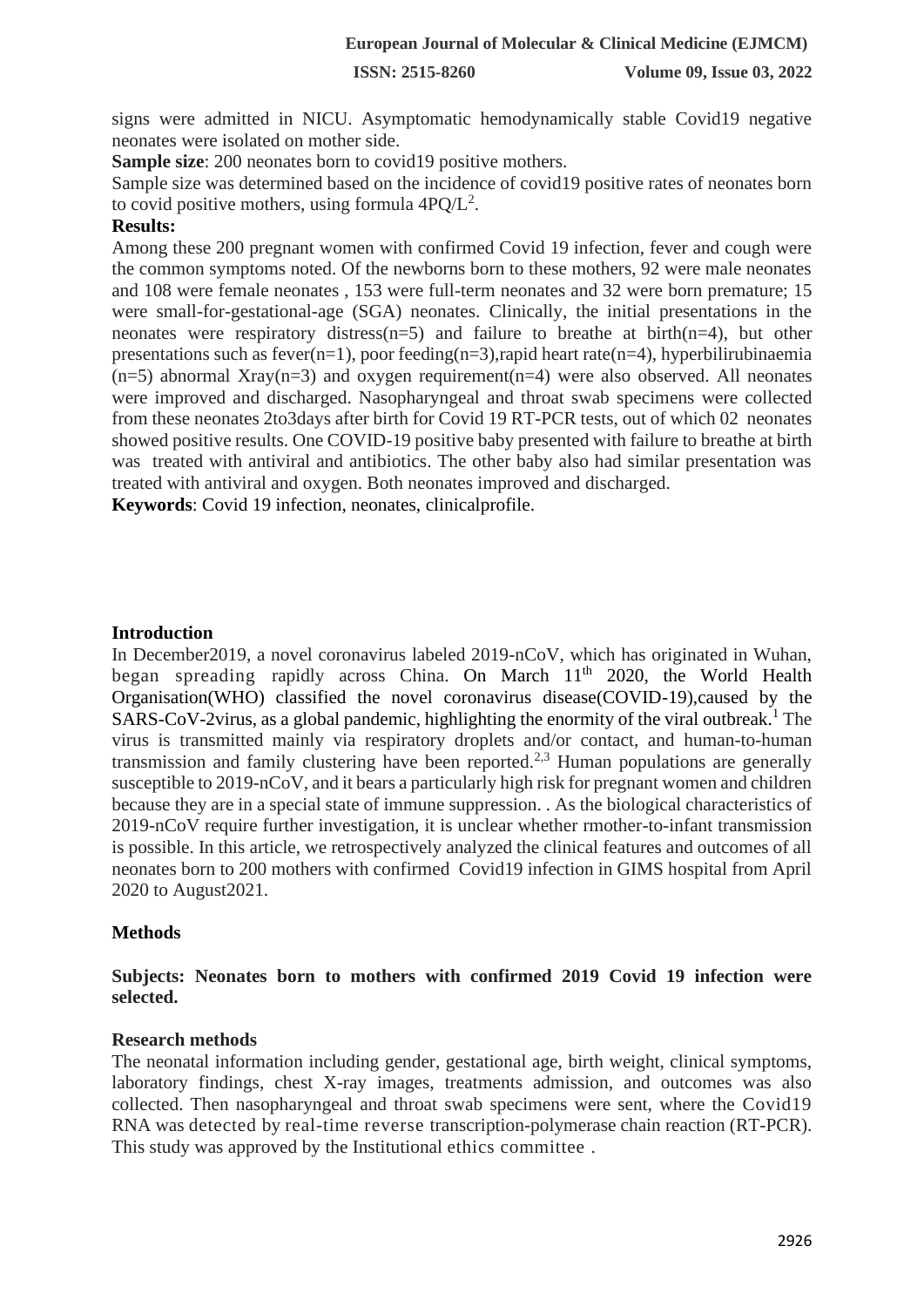signs were admitted in NICU. Asymptomatic hemodynamically stable Covid19 negative neonates were isolated on mother side.

**Sample size**: 200 neonates born to covid19 positive mothers.

Sample size was determined based on the incidence of covid19 positive rates of neonates born to covid positive mothers, using formula $4PQ/L^2$.

**Results:**

Among these 200 pregnant women with confirmed Covid 19 infection, fever and cough were the common symptoms noted. Of the newborns born to these mothers, 92 were male neonates and 108 were female neonates , 153 were full-term neonates and 32 were born premature; 15 were small-for-gestational-age (SGA) neonates. Clinically, the initial presentations in the neonates were respiratory distress(n=5) and failure to breathe at birth(n=4), but other presentations such as fever(n=1), poor feeding(n=3),rapid heart rate(n=4), hyperbilirubinaemia (n=5) abnormal Xray(n=3) and oxygen requirement(n=4) were also observed. All neonates were improved and discharged. Nasopharyngeal and throat swab specimens were collected from these neonates 2to3days after birth for Covid 19 RT-PCR tests, out of which 02 neonates showed positive results. One COVID-19 positive baby presented with failure to breathe at birth was treated with antiviral and antibiotics. The other baby also had similar presentation was treated with antiviral and oxygen. Both neonates improved and discharged.

**Keywords**: Covid 19 infection, neonates, clinicalprofile.

## Introduction

In December2019, a novel coronavirus labeled 2019-nCoV, which has originated in Wuhan, began spreading rapidly across China. On March 11th 2020, the World Health Organisation(WHO) classified the novel coronavirus disease(COVID-19),caused by the SARS-CoV-2virus, as a global pandemic, highlighting the enormity of the viral outbreak.[1] The virus is transmitted mainly via respiratory droplets and/or contact, and human-to-human transmission and family clustering have been reported.[2,3] Human populations are generally susceptible to 2019-nCoV, and it bears a particularly high risk for pregnant women and children because they are in a special state of immune suppression. . As the biological characteristics of 2019-nCoV require further investigation, it is unclear whether rmother-to-infant transmission is possible. In this article, we retrospectively analyzed the clinical features and outcomes of all neonates born to 200 mothers with confirmed Covid19 infection in GIMS hospital from April 2020 to August2021.

## Methods

**Subjects: Neonates born to mothers with confirmed 2019 Covid 19 infection were selected.**

### Research methods

The neonatal information including gender, gestational age, birth weight, clinical symptoms, laboratory findings, chest X-ray images, treatments admission, and outcomes was also collected. Then nasopharyngeal and throat swab specimens were sent, where the Covid19 RNA was detected by real-time reverse transcription-polymerase chain reaction (RT-PCR). This study was approved by the Institutional ethics committee .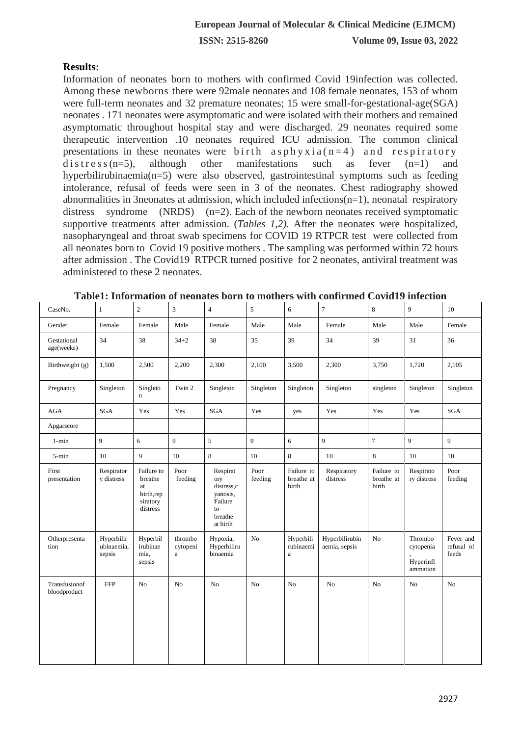**Results:**

Information of neonates born to mothers with confirmed Covid 19infection was collected. Among these newborns there were 92male neonates and 108 female neonates, 153 of whom were full-term neonates and 32 premature neonates; 15 were small-for-gestational-age(SGA) neonates . 171 neonates were asymptomatic and were isolated with their mothers and remained asymptomatic throughout hospital stay and were discharged. 29 neonates required some therapeutic intervention .10 neonates required ICU admission. The common clinical presentations in these neonates were birth asphyxia(n=4) and respiratory distress(n=5), although other manifestations such as fever (n=1) and hyperbilirubinaemia(n=5) were also observed, gastrointestinal symptoms such as feeding intolerance, refusal of feeds were seen in 3 of the neonates. Chest radiography showed abnormalities in 3neonates at admission, which included infections(n=1), neonatal respiratory distress syndrome (NRDS) (n=2). Each of the newborn neonates received symptomatic supportive treatments after admission. (*Tables 1,2)*. After the neonates were hospitalized, nasopharyngeal and throat swab specimens for COVID 19 RTPCR test were collected from all neonates born to Covid 19 positive mothers . The sampling was performed within 72 hours after admission . The Covid19 RTPCR turned positive for 2 neonates, antiviral treatment was administered to these 2 neonates.

**Table1: Information of neonates born to mothers with confirmed Covid19 infection**

| CaseNo. | 1 | 2 | 3 | 4 | 5 | 6 | 7 | 8 | 9 | 10 |
|---|---|---|---|---|---|---|---|---|---|---|
| Gender | Female | Female | Male | Female | Male | Male | Female | Male | Male | Female |
| Gestational age(weeks) | 34 | 38 | 34+2 | 38 | 35 | 39 | 34 | 39 | 31 | 36 |
| Birthweight (g) | 1,500 | 2,500 | 2,200 | 2,300 | 2,100 | 3,500 | 2,300 | 3,750 | 1,720 | 2,105 |
| Pregnancy | Singleton | Singleton | Twin 2 | Singleton | Singleton | Singleton | Singleton | singleton | Singleton | Singleton |
| AGA | SGA | Yes | Yes | SGA | Yes | yes | Yes | Yes | Yes | SGA |
| Apgarscore | | | | | | | | | | |
| 1-min | 9 | 6 | 9 | 5 | 9 | 6 | 9 | 7 | 9 | 9 |
| 5-min | 10 | 9 | 10 | 8 | 10 | 8 | 10 | 8 | 10 | 10 |
| First presentation | Respiratory distress | Failure to breathe at birth,repsiratory distress | Poor feeding | Respiratory distress,cyanosis, Failure to breathe at birth | Poor feeding | Failure to breathe at birth | Respiratory distress | Failure to breathe at birth | Respiratory distress | Poor feeding |
| Otherpresentation | Hyperbilirubinaemia, sepsis | Hyperbilirubinaemia, sepsis | thrombocytopenia | Hypoxia, Hyperbilirubinaemia | No | Hyperbilirubinaemia | Hyperbilirubinaemia, sepsis | No | Thrombocytopenia, Hyperinflammation | Fever and refusal of feeds |
| Transfusionof bloodproduct | FFP | No | No | No | No | No | No | No | No | No |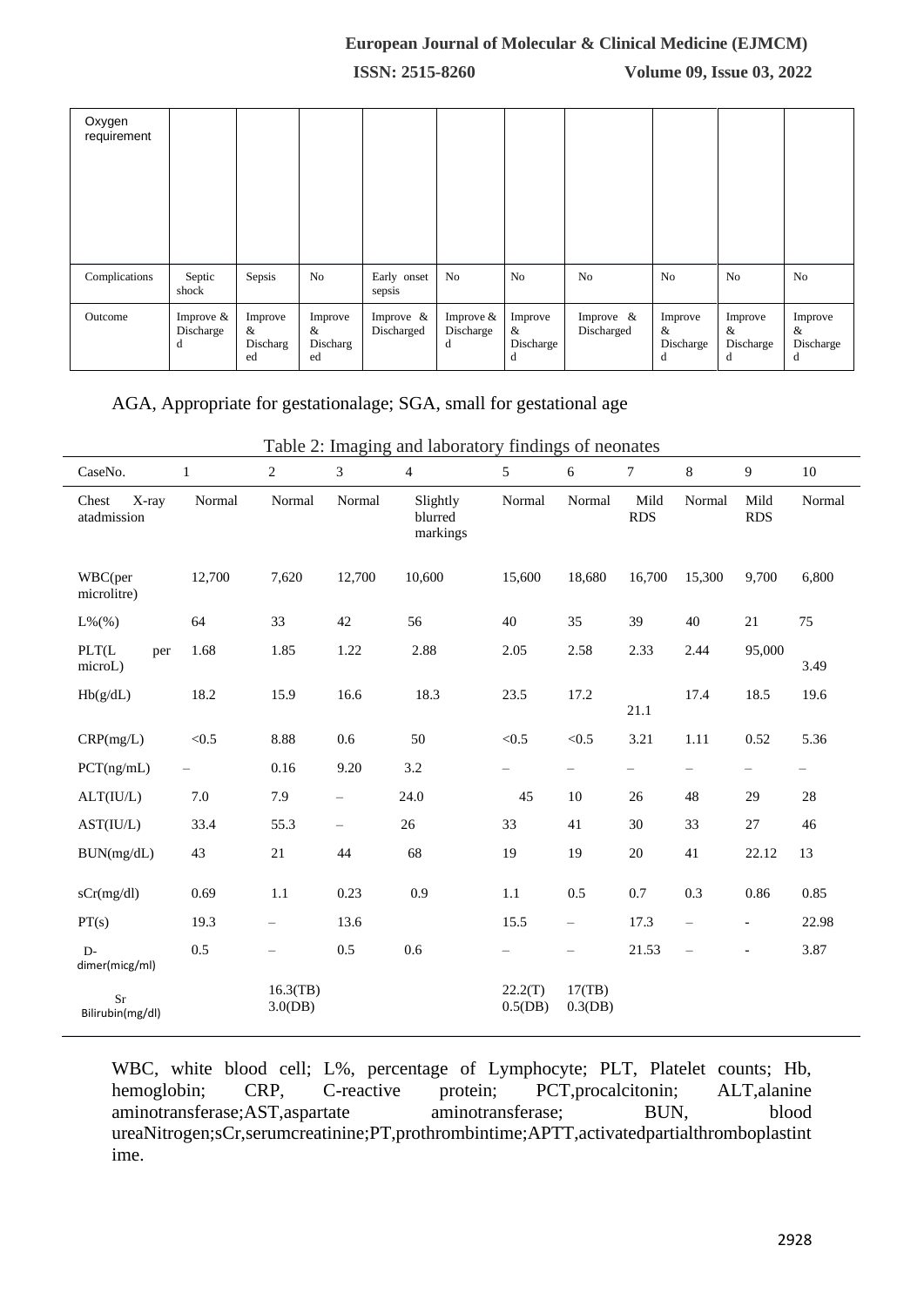| Oxygen requirement | | | | | | | | | | |
|---|---|---|---|---|---|---|---|---|---|---|
| Complications | Septic shock | Sepsis | No | Early onset sepsis | No | No | No | No | No | No |
| Outcome | Improve & Discharged | Improve & Discharged | Improve & Discharged | Improve & Discharged | Improve & Discharged | Improve & Discharged | Improve & Discharged | Improve & Discharged | Improve & Discharged | Improve & Discharged |

AGA, Appropriate for gestationalage; SGA, small for gestational age

Table 2: Imaging and laboratory findings of neonates

| CaseNo. | 1 | 2 | 3 | 4 | 5 | 6 | 7 | 8 | 9 | 10 |
|---|---|---|---|---|---|---|---|---|---|---|
| Chest X-ray atadmission | Normal | Normal | Normal | Slightly blurred markings | Normal | Normal | Mild RDS | Normal | Mild RDS | Normal |
| WBC(per microlitre) | 12,700 | 7,620 | 12,700 | 10,600 | 15,600 | 18,680 | 16,700 | 15,300 | 9,700 | 6,800 |
| L%(%) | 64 | 33 | 42 | 56 | 40 | 35 | 39 | 40 | 21 | 75 |
| PLT(L per microL) | 1.68 | 1.85 | 1.22 | 2.88 | 2.05 | 2.58 | 2.33 | 2.44 | 95,000 | 3.49 |
| Hb(g/dL) | 18.2 | 15.9 | 16.6 | 18.3 | 23.5 | 17.2 | 21.1 | 17.4 | 18.5 | 19.6 |
| CRP(mg/L) | <0.5 | 8.88 | 0.6 | 50 | <0.5 | <0.5 | 3.21 | 1.11 | 0.52 | 5.36 |
| PCT(ng/mL) | – | 0.16 | 9.20 | 3.2 | – | – | – | – | – | – |
| ALT(IU/L) | 7.0 | 7.9 | – | 24.0 | 45 | 10 | 26 | 48 | 29 | 28 |
| AST(IU/L) | 33.4 | 55.3 | – | 26 | 33 | 41 | 30 | 33 | 27 | 46 |
| BUN(mg/dL) | 43 | 21 | 44 | 68 | 19 | 19 | 20 | 41 | 22.12 | 13 |
| sCr(mg/dl) | 0.69 | 1.1 | 0.23 | 0.9 | 1.1 | 0.5 | 0.7 | 0.3 | 0.86 | 0.85 |
| PT(s) | 19.3 | – | 13.6 | | 15.5 | – | 17.3 | – | - | 22.98 |
| D-dimer(micg/ml) | 0.5 | – | 0.5 | 0.6 | – | – | 21.53 | – | - | 3.87 |
| Sr Bilirubin(mg/dl) | | 16.3(TB) 3.0(DB) | | | 22.2(T) 0.5(DB) | 17(TB) 0.3(DB) | | | | |

WBC, white blood cell; L%, percentage of Lymphocyte; PLT, Platelet counts; Hb, hemoglobin; CRP, C-reactive protein; PCT,procalcitonin; ALT,alanine aminotransferase;AST,aspartate aminotransferase; BUN, blood ureaNitrogen;sCr,serumcreatinine;PT,prothrombintime;APTT,activatedpartialthromboplastintime.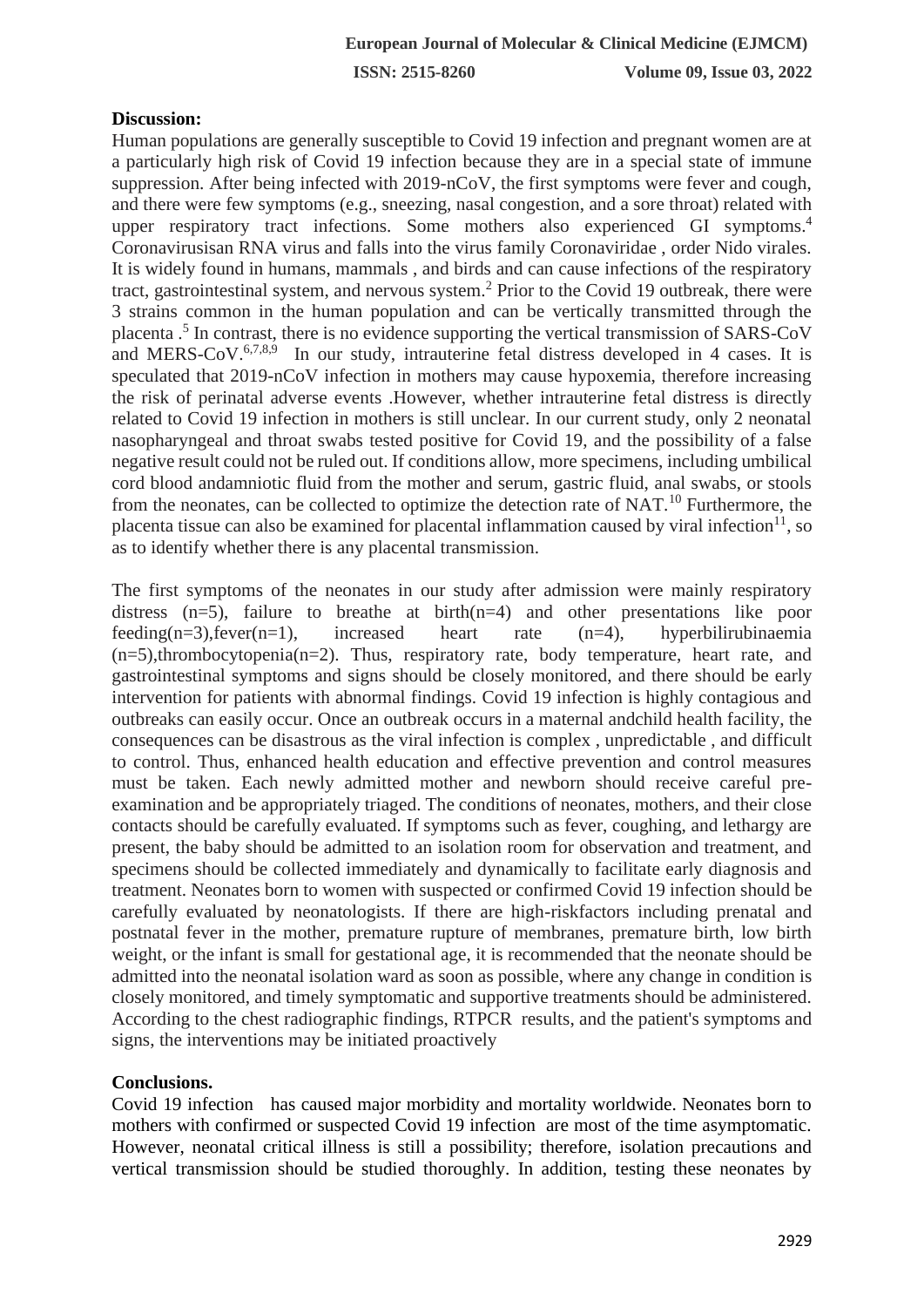**Discussion:**

Human populations are generally susceptible to Covid 19 infection and pregnant women are at a particularly high risk of Covid 19 infection because they are in a special state of immune suppression. After being infected with 2019-nCoV, the first symptoms were fever and cough, and there were few symptoms (e.g., sneezing, nasal congestion, and a sore throat) related with upper respiratory tract infections. Some mothers also experienced GI symptoms.[4] Coronavirusisan RNA virus and falls into the virus family Coronaviridae , order Nido virales. It is widely found in humans, mammals , and birds and can cause infections of the respiratory tract, gastrointestinal system, and nervous system.[2] Prior to the Covid 19 outbreak, there were 3 strains common in the human population and can be vertically transmitted through the placenta .[5] In contrast, there is no evidence supporting the vertical transmission of SARS-CoV and MERS-CoV.[6,7,8,9] In our study, intrauterine fetal distress developed in 4 cases. It is speculated that 2019-nCoV infection in mothers may cause hypoxemia, therefore increasing the risk of perinatal adverse events .However, whether intrauterine fetal distress is directly related to Covid 19 infection in mothers is still unclear. In our current study, only 2 neonatal nasopharyngeal and throat swabs tested positive for Covid 19, and the possibility of a false negative result could not be ruled out. If conditions allow, more specimens, including umbilical cord blood andamniotic fluid from the mother and serum, gastric fluid, anal swabs, or stools from the neonates, can be collected to optimize the detection rate of NAT.[10] Furthermore, the placenta tissue can also be examined for placental inflammation caused by viral infection[11], so as to identify whether there is any placental transmission.

The first symptoms of the neonates in our study after admission were mainly respiratory distress (n=5), failure to breathe at birth(n=4) and other presentations like poor feeding(n=3),fever(n=1), increased heart rate (n=4), hyperbilirubinaemia (n=5),thrombocytopenia(n=2). Thus, respiratory rate, body temperature, heart rate, and gastrointestinal symptoms and signs should be closely monitored, and there should be early intervention for patients with abnormal findings. Covid 19 infection is highly contagious and outbreaks can easily occur. Once an outbreak occurs in a maternal andchild health facility, the consequences can be disastrous as the viral infection is complex , unpredictable , and difficult to control. Thus, enhanced health education and effective prevention and control measures must be taken. Each newly admitted mother and newborn should receive careful pre-examination and be appropriately triaged. The conditions of neonates, mothers, and their close contacts should be carefully evaluated. If symptoms such as fever, coughing, and lethargy are present, the baby should be admitted to an isolation room for observation and treatment, and specimens should be collected immediately and dynamically to facilitate early diagnosis and treatment. Neonates born to women with suspected or confirmed Covid 19 infection should be carefully evaluated by neonatologists. If there are high-riskfactors including prenatal and postnatal fever in the mother, premature rupture of membranes, premature birth, low birth weight, or the infant is small for gestational age, it is recommended that the neonate should be admitted into the neonatal isolation ward as soon as possible, where any change in condition is closely monitored, and timely symptomatic and supportive treatments should be administered. According to the chest radiographic findings, RTPCR results, and the patient's symptoms and signs, the interventions may be initiated proactively

**Conclusions.**

Covid 19 infection has caused major morbidity and mortality worldwide. Neonates born to mothers with confirmed or suspected Covid 19 infection are most of the time asymptomatic. However, neonatal critical illness is still a possibility; therefore, isolation precautions and vertical transmission should be studied thoroughly. In addition, testing these neonates by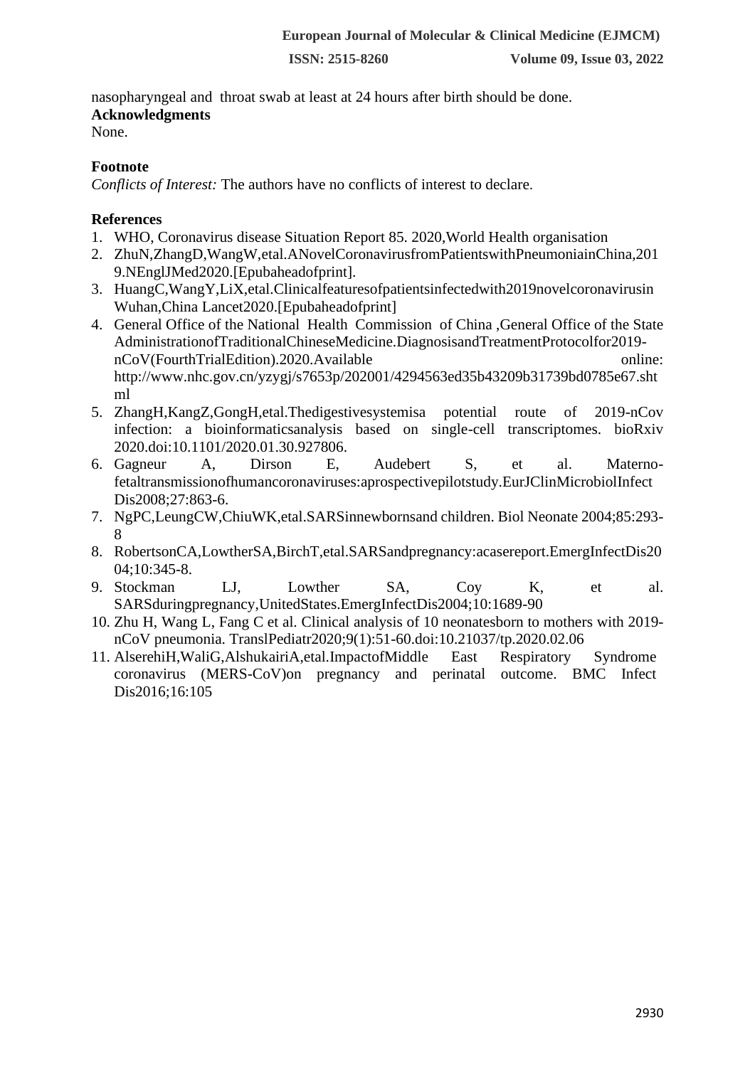nasopharyngeal and throat swab at least at 24 hours after birth should be done.

**Acknowledgments**

None.

**Footnote**

*Conflicts of Interest:* The authors have no conflicts of interest to declare.

**References**

1. WHO, Coronavirus disease Situation Report 85. 2020,World Health organisation
2. ZhuN,ZhangD,WangW,etal.ANovelCoronavirusfromPatientswithPneumoniainChina,2019.NEnglJMed2020.[Epubaheadofprint].
3. HuangC,WangY,LiX,etal.Clinicalfeaturesofpatientsinfectedwith2019novelcoronavirusin Wuhan,China Lancet2020.[Epubaheadofprint]
4. General Office of the National Health Commission of China ,General Office of the State AdministrationofTraditionalChineseMedicine.DiagnosisandTreatmentProtocolfor2019-nCoV(FourthTrialEdition).2020.Available online: http://www.nhc.gov.cn/yzygj/s7653p/202001/4294563ed35b43209b31739bd0785e67.shtml
5. ZhangH,KangZ,GongH,etal.Thedigestivesystemisa potential route of 2019-nCov infection: a bioinformaticsanalysis based on single-cell transcriptomes. bioRxiv 2020.doi:10.1101/2020.01.30.927806.
6. Gagneur A, Dirson E, Audebert S, et al. Materno-fetaltransmissionofhumancoronaviruses:aprospectivepilotstudy.EurJClinMicrobiolInfect Dis2008;27:863-6.
7. NgPC,LeungCW,ChiuWK,etal.SARSinnewbornsand children. Biol Neonate 2004;85:293-8
8. RobertsonCA,LowtherSA,BirchT,etal.SARSandpregnancy:acasereport.EmergInfectDis2004;10:345-8.
9. Stockman LJ, Lowther SA, Coy K, et al. SARSduringpregnancy,UnitedStates.EmergInfectDis2004;10:1689-90
10. Zhu H, Wang L, Fang C et al. Clinical analysis of 10 neonatesborn to mothers with 2019-nCoV pneumonia. TranslPediatr2020;9(1):51-60.doi:10.21037/tp.2020.02.06
11. AlserehiH,WaliG,AlshukairiA,etal.ImpactofMiddle East Respiratory Syndrome coronavirus (MERS-CoV)on pregnancy and perinatal outcome. BMC Infect Dis2016;16:105